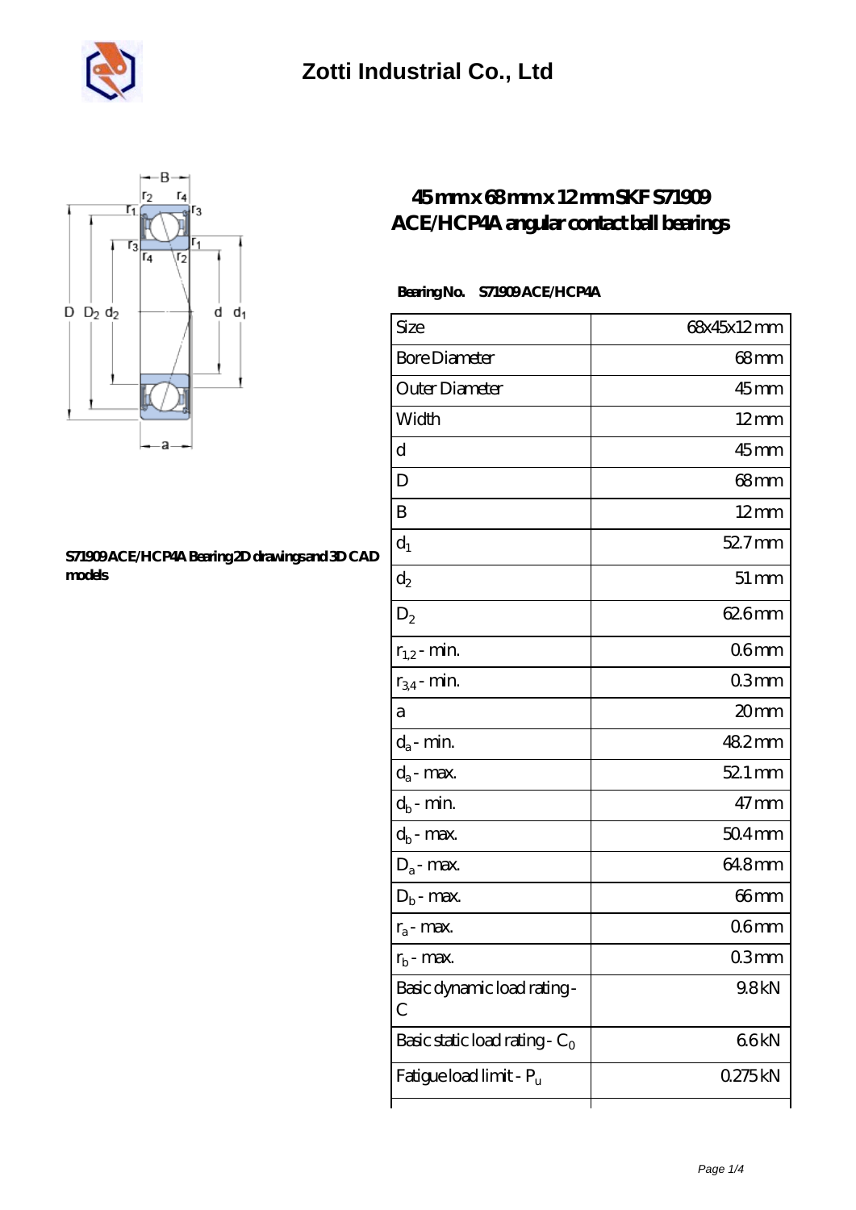# Zotti Industrial Co., Ltd

## 45 mm x 68 mm x 12 mm SKF S71909 ACE/HCP4A angular contact ball bearings

S71909 ACE/HCP4A Bearing 2D drawings and 3D CAD models

**Bearing No.** S71909 ACE/HCP4A

| Size | 68x45x12 mm |
|---|---|
| Bore Diameter | 68 mm |
| Outer Diameter | 45 mm |
| Width | 12 mm |
| d | 45 mm |
| D | 68 mm |
| B | 12 mm |
| $d_1$ | 52.7 mm |
| $d_2$ | 51 mm |
| $D_2$ | 62.6 mm |
| $r_{1,2}$ - min. | 0.6 mm |
| $r_{3,4}$ - min. | 0.3 mm |
| a | 20 mm |
| $d_a$ - min. | 48.2 mm |
| $d_a$ - max. | 52.1 mm |
| $d_b$ - min. | 47 mm |
| $d_b$ - max. | 50.4 mm |
| $D_a$ - max. | 64.8 mm |
| $D_b$ - max. | 66 mm |
| $r_a$ - max. | 0.6 mm |
| $r_b$ - max. | 0.3 mm |
| Basic dynamic load rating - C | 9.8 kN |
| Basic static load rating - $C_0$ | 6.6 kN |
| Fatigue load limit - $P_u$ | 0.275 kN |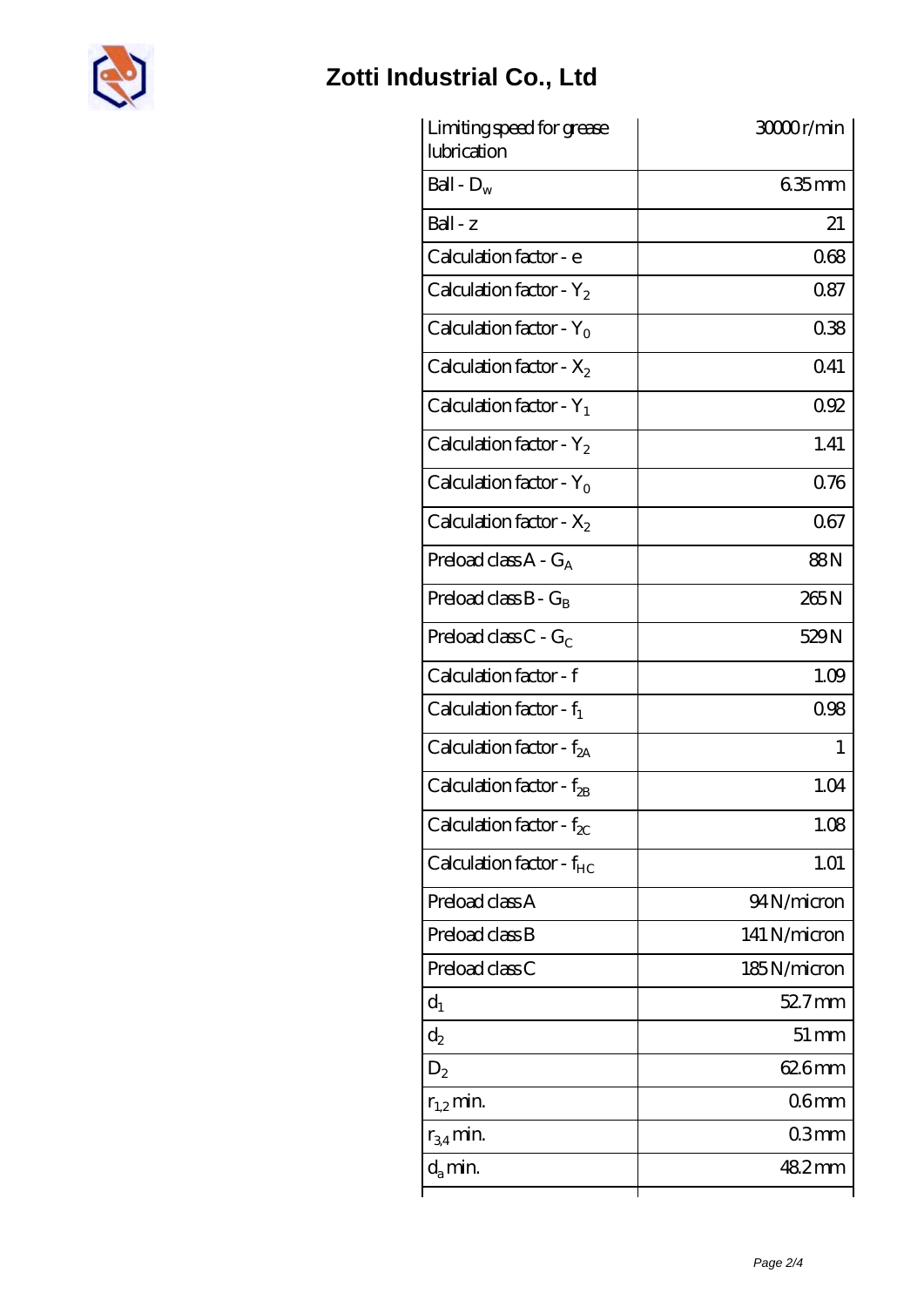| Limiting speed for grease lubrication | 30000 r/min |
| --- | --- |
| Ball - $D_w$ | 6.35 mm |
| Ball - z | 21 |
| Calculation factor - e | 0.68 |
| Calculation factor - $Y_2$ | 0.87 |
| Calculation factor - $Y_0$ | 0.38 |
| Calculation factor - $X_2$ | 0.41 |
| Calculation factor - $Y_1$ | 0.92 |
| Calculation factor - $Y_2$ | 1.41 |
| Calculation factor - $Y_0$ | 0.76 |
| Calculation factor - $X_2$ | 0.67 |
| Preload class A - $G_A$ | 88 N |
| Preload class B - $G_B$ | 265 N |
| Preload class C - $G_C$ | 529 N |
| Calculation factor - f | 1.09 |
| Calculation factor - $f_1$ | 0.98 |
| Calculation factor - $f_{2A}$ | 1 |
| Calculation factor - $f_{2B}$ | 1.04 |
| Calculation factor - $f_{2C}$ | 1.08 |
| Calculation factor - $f_{HC}$ | 1.01 |
| Preload class A | 94 N/micron |
| Preload class B | 141 N/micron |
| Preload class C | 185 N/micron |
| $d_1$ | 52.7 mm |
| $d_2$ | 51 mm |
| $D_2$ | 62.6 mm |
| $r_{1,2}$ min. | 0.6 mm |
| $r_{3,4}$ min. | 0.3 mm |
| $d_a$ min. | 48.2 mm |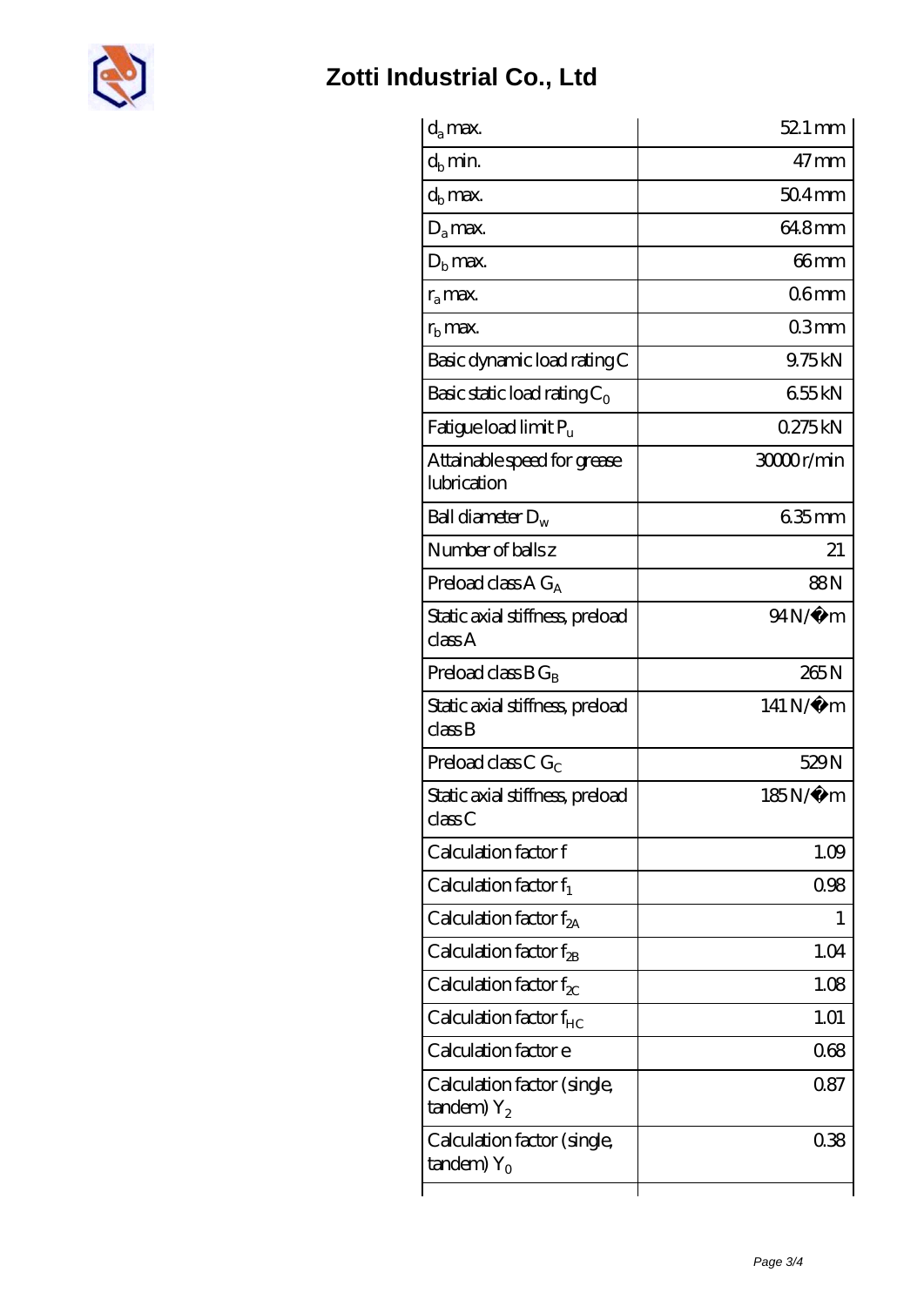| | |
|---|---|
| $d_a$ max. | 52.1 mm |
| $d_b$ min. | 47 mm |
| $d_b$ max. | 50.4 mm |
| $D_a$ max. | 64.8 mm |
| $D_b$ max. | 66 mm |
| $r_a$ max. | 0.6 mm |
| $r_b$ max. | 0.3 mm |
| Basic dynamic load rating C | 9.75 kN |
| Basic static load rating $C_0$ | 6.55 kN |
| Fatigue load limit $P_u$ | 0.275 kN |
| Attainable speed for grease lubrication | 30000 r/min |
| Ball diameter $D_w$ | 6.35 mm |
| Number of balls z | 21 |
| Preload class A $G_A$ | 88 N |
| Static axial stiffness, preload class A | 94 N/�m |
| Preload class B $G_B$ | 265 N |
| Static axial stiffness, preload class B | 141 N/�m |
| Preload class C $G_C$ | 529 N |
| Static axial stiffness, preload class C | 185 N/�m |
| Calculation factor f | 1.09 |
| Calculation factor $f_1$ | 0.98 |
| Calculation factor $f_{2A}$ | 1 |
| Calculation factor $f_{2B}$ | 1.04 |
| Calculation factor $f_{2C}$ | 1.08 |
| Calculation factor $f_{HC}$ | 1.01 |
| Calculation factor e | 0.68 |
| Calculation factor (single, tandem) $Y_2$ | 0.87 |
| Calculation factor (single, tandem) $Y_0$ | 0.38 |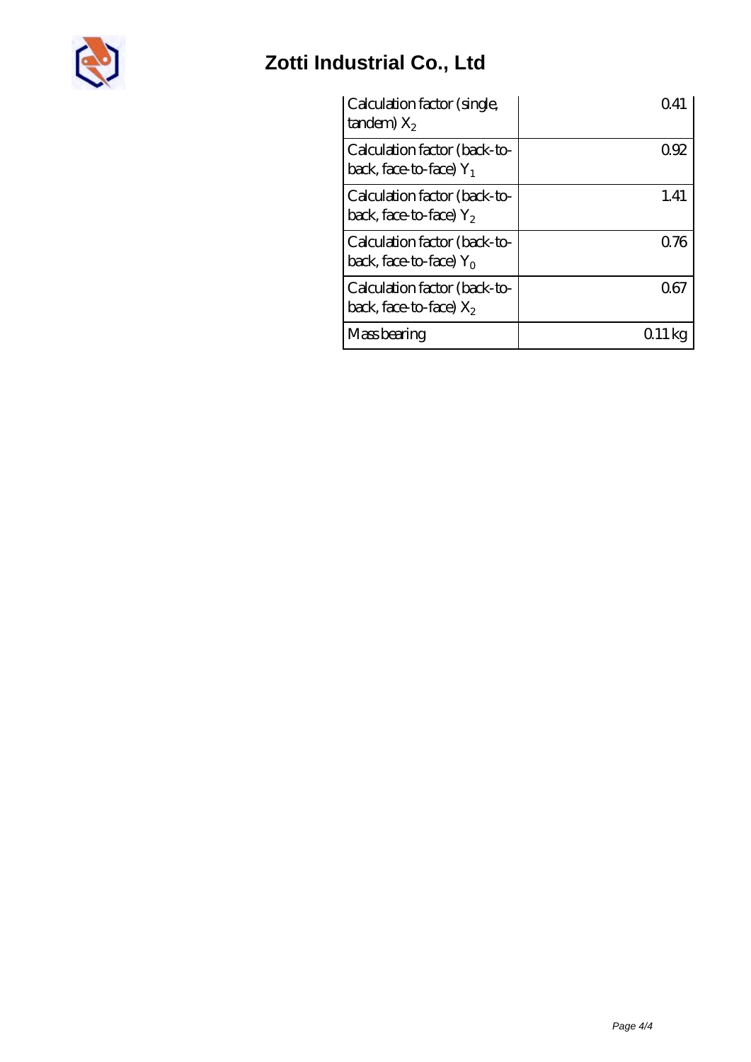| | |
|---|---|
| Calculation factor (single, tandem) $X_2$ | 0.41 |
| Calculation factor (back-to-back, face-to-face) $Y_1$ | 0.92 |
| Calculation factor (back-to-back, face-to-face) $Y_2$ | 1.41 |
| Calculation factor (back-to-back, face-to-face) $Y_0$ | 0.76 |
| Calculation factor (back-to-back, face-to-face) $X_2$ | 0.67 |
| Mass bearing | 0.11 kg |